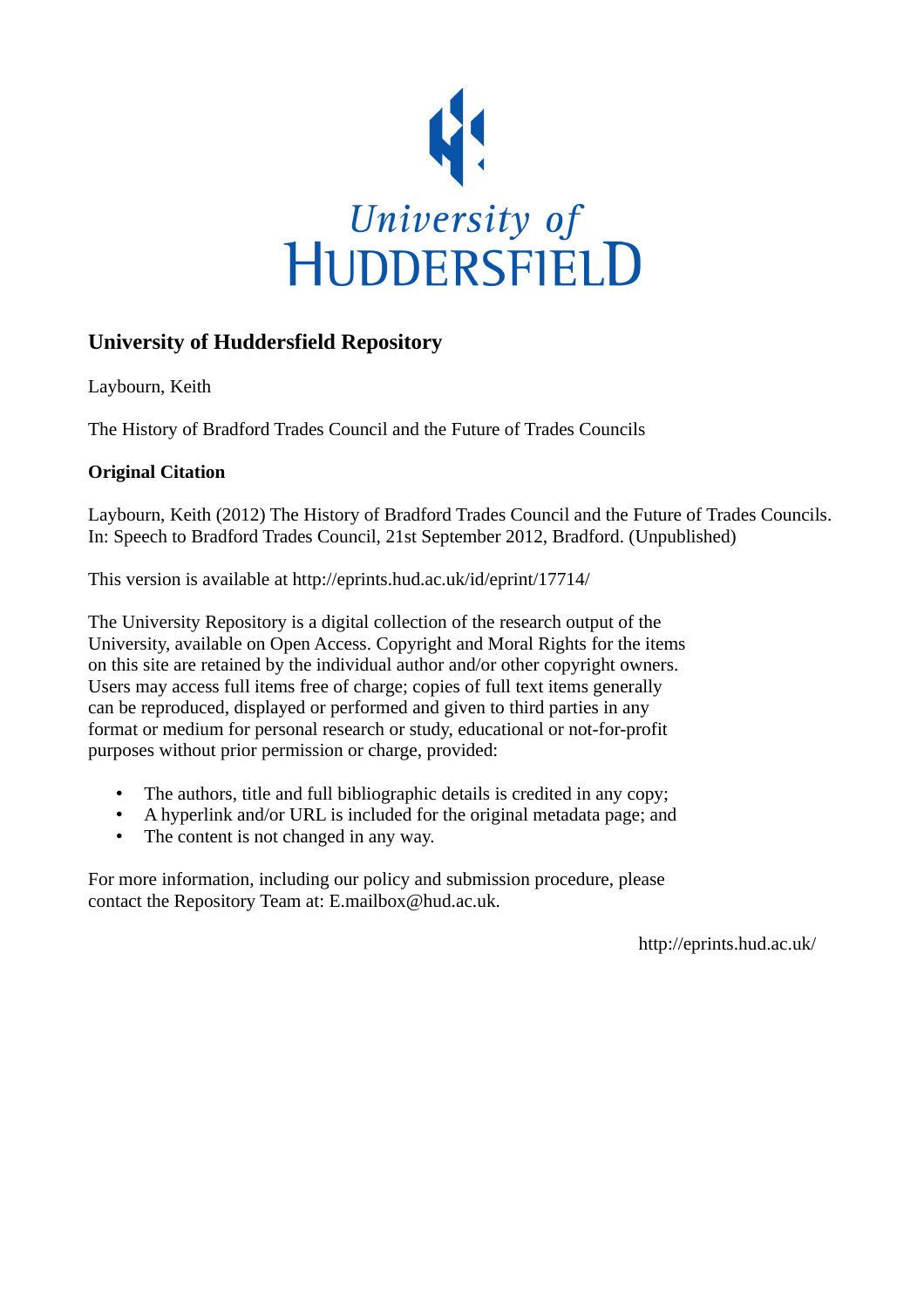University of HUDDERSFIELD

# University of Huddersfield Repository

Laybourn, Keith

The History of Bradford Trades Council and the Future of Trades Councils

**Original Citation**

Laybourn, Keith (2012) The History of Bradford Trades Council and the Future of Trades Councils. In: Speech to Bradford Trades Council, 21st September 2012, Bradford. (Unpublished)

This version is available at http://eprints.hud.ac.uk/id/eprint/17714/

The University Repository is a digital collection of the research output of the University, available on Open Access. Copyright and Moral Rights for the items on this site are retained by the individual author and/or other copyright owners. Users may access full items free of charge; copies of full text items generally can be reproduced, displayed or performed and given to third parties in any format or medium for personal research or study, educational or not-for-profit purposes without prior permission or charge, provided:

- The authors, title and full bibliographic details is credited in any copy;
- A hyperlink and/or URL is included for the original metadata page; and
- The content is not changed in any way.

For more information, including our policy and submission procedure, please contact the Repository Team at: E.mailbox@hud.ac.uk.

http://eprints.hud.ac.uk/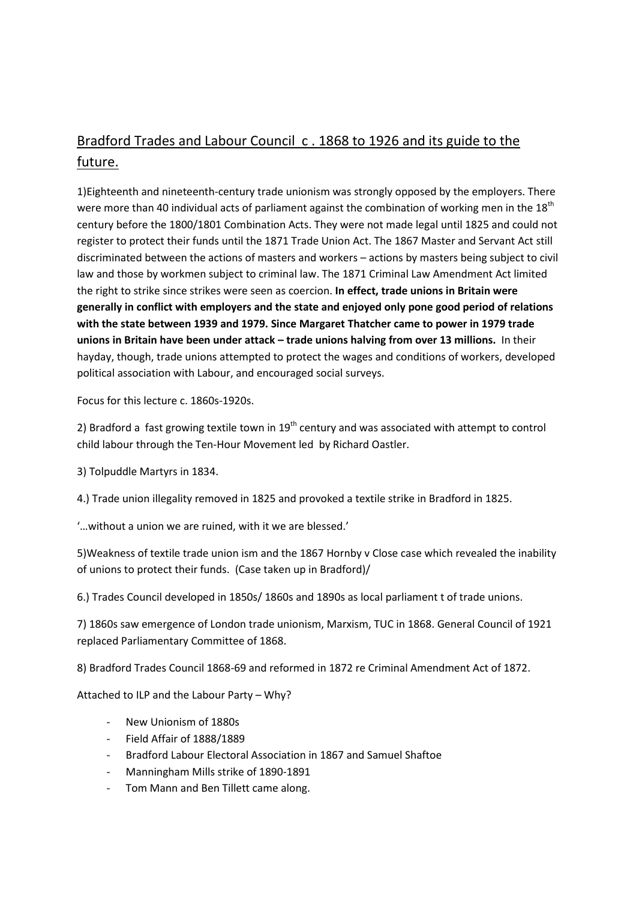# Bradford Trades and Labour Council c . 1868 to 1926 and its guide to the future.

1)Eighteenth and nineteenth-century trade unionism was strongly opposed by the employers. There were more than 40 individual acts of parliament against the combination of working men in the 18th century before the 1800/1801 Combination Acts. They were not made legal until 1825 and could not register to protect their funds until the 1871 Trade Union Act. The 1867 Master and Servant Act still discriminated between the actions of masters and workers – actions by masters being subject to civil law and those by workmen subject to criminal law. The 1871 Criminal Law Amendment Act limited the right to strike since strikes were seen as coercion. **In effect, trade unions in Britain were generally in conflict with employers and the state and enjoyed only pone good period of relations with the state between 1939 and 1979. Since Margaret Thatcher came to power in 1979 trade unions in Britain have been under attack – trade unions halving from over 13 millions.** In their hayday, though, trade unions attempted to protect the wages and conditions of workers, developed political association with Labour, and encouraged social surveys.

Focus for this lecture c. 1860s-1920s.

2) Bradford a fast growing textile town in 19th century and was associated with attempt to control child labour through the Ten-Hour Movement led by Richard Oastler.

3) Tolpuddle Martyrs in 1834.

4.) Trade union illegality removed in 1825 and provoked a textile strike in Bradford in 1825.

'…without a union we are ruined, with it we are blessed.'

5)Weakness of textile trade union ism and the 1867 Hornby v Close case which revealed the inability of unions to protect their funds. (Case taken up in Bradford)/

6.) Trades Council developed in 1850s/ 1860s and 1890s as local parliament t of trade unions.

7) 1860s saw emergence of London trade unionism, Marxism, TUC in 1868. General Council of 1921 replaced Parliamentary Committee of 1868.

8) Bradford Trades Council 1868-69 and reformed in 1872 re Criminal Amendment Act of 1872.

Attached to ILP and the Labour Party – Why?

- New Unionism of 1880s
- Field Affair of 1888/1889
- Bradford Labour Electoral Association in 1867 and Samuel Shaftoe
- Manningham Mills strike of 1890-1891
- Tom Mann and Ben Tillett came along.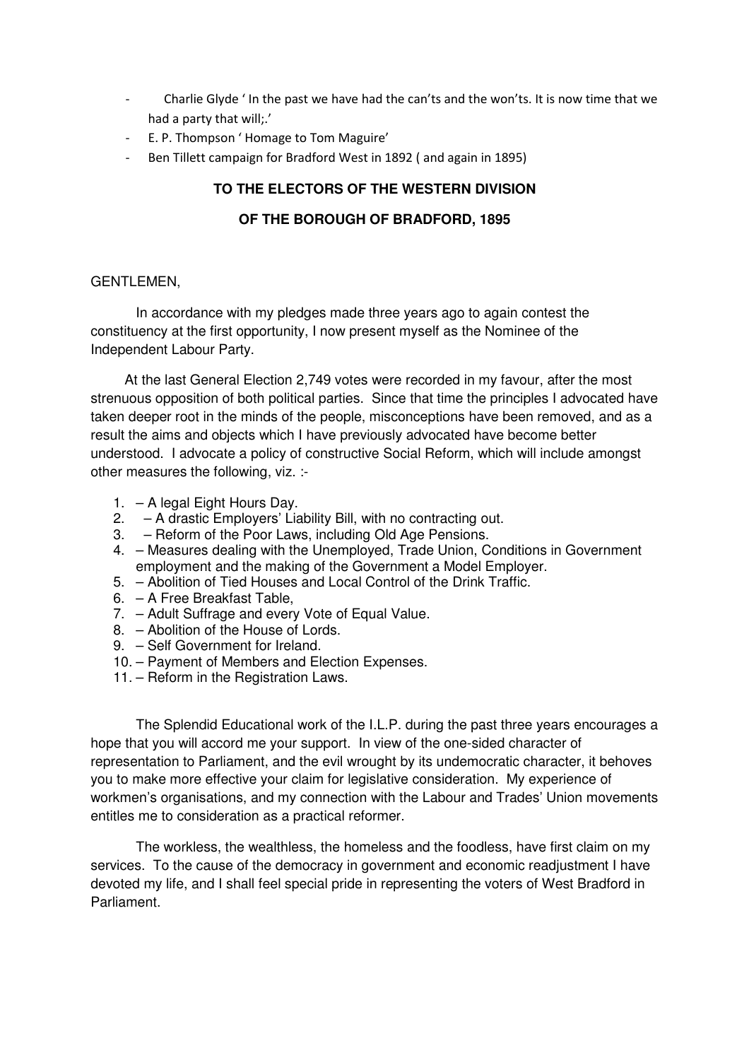- Charlie Glyde ' In the past we have had the can'ts and the won'ts. It is now time that we had a party that will;.'
- E. P. Thompson ' Homage to Tom Maguire'
- Ben Tillett campaign for Bradford West in 1892 ( and again in 1895)

**TO THE ELECTORS OF THE WESTERN DIVISION**

**OF THE BOROUGH OF BRADFORD, 1895**

GENTLEMEN,

In accordance with my pledges made three years ago to again contest the constituency at the first opportunity, I now present myself as the Nominee of the Independent Labour Party.

At the last General Election 2,749 votes were recorded in my favour, after the most strenuous opposition of both political parties. Since that time the principles I advocated have taken deeper root in the minds of the people, misconceptions have been removed, and as a result the aims and objects which I have previously advocated have become better understood. I advocate a policy of constructive Social Reform, which will include amongst other measures the following, viz. :-

1. – A legal Eight Hours Day.
2. – A drastic Employers' Liability Bill, with no contracting out.
3. – Reform of the Poor Laws, including Old Age Pensions.
4. – Measures dealing with the Unemployed, Trade Union, Conditions in Government employment and the making of the Government a Model Employer.
5. – Abolition of Tied Houses and Local Control of the Drink Traffic.
6. – A Free Breakfast Table,
7. – Adult Suffrage and every Vote of Equal Value.
8. – Abolition of the House of Lords.
9. – Self Government for Ireland.
10. – Payment of Members and Election Expenses.
11. – Reform in the Registration Laws.

The Splendid Educational work of the I.L.P. during the past three years encourages a hope that you will accord me your support. In view of the one-sided character of representation to Parliament, and the evil wrought by its undemocratic character, it behoves you to make more effective your claim for legislative consideration. My experience of workmen's organisations, and my connection with the Labour and Trades' Union movements entitles me to consideration as a practical reformer.

The workless, the wealthless, the homeless and the foodless, have first claim on my services. To the cause of the democracy in government and economic readjustment I have devoted my life, and I shall feel special pride in representing the voters of West Bradford in Parliament.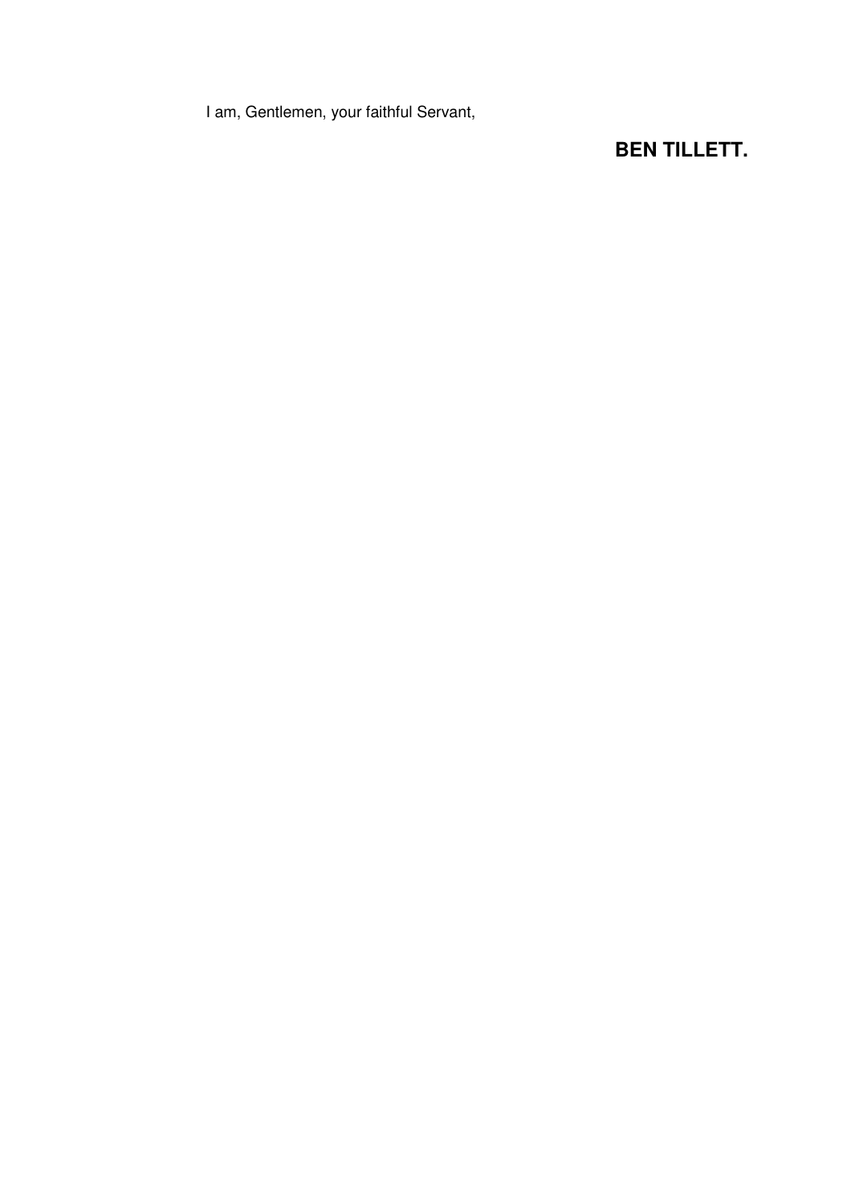I am, Gentlemen, your faithful Servant,

**BEN TILLETT.**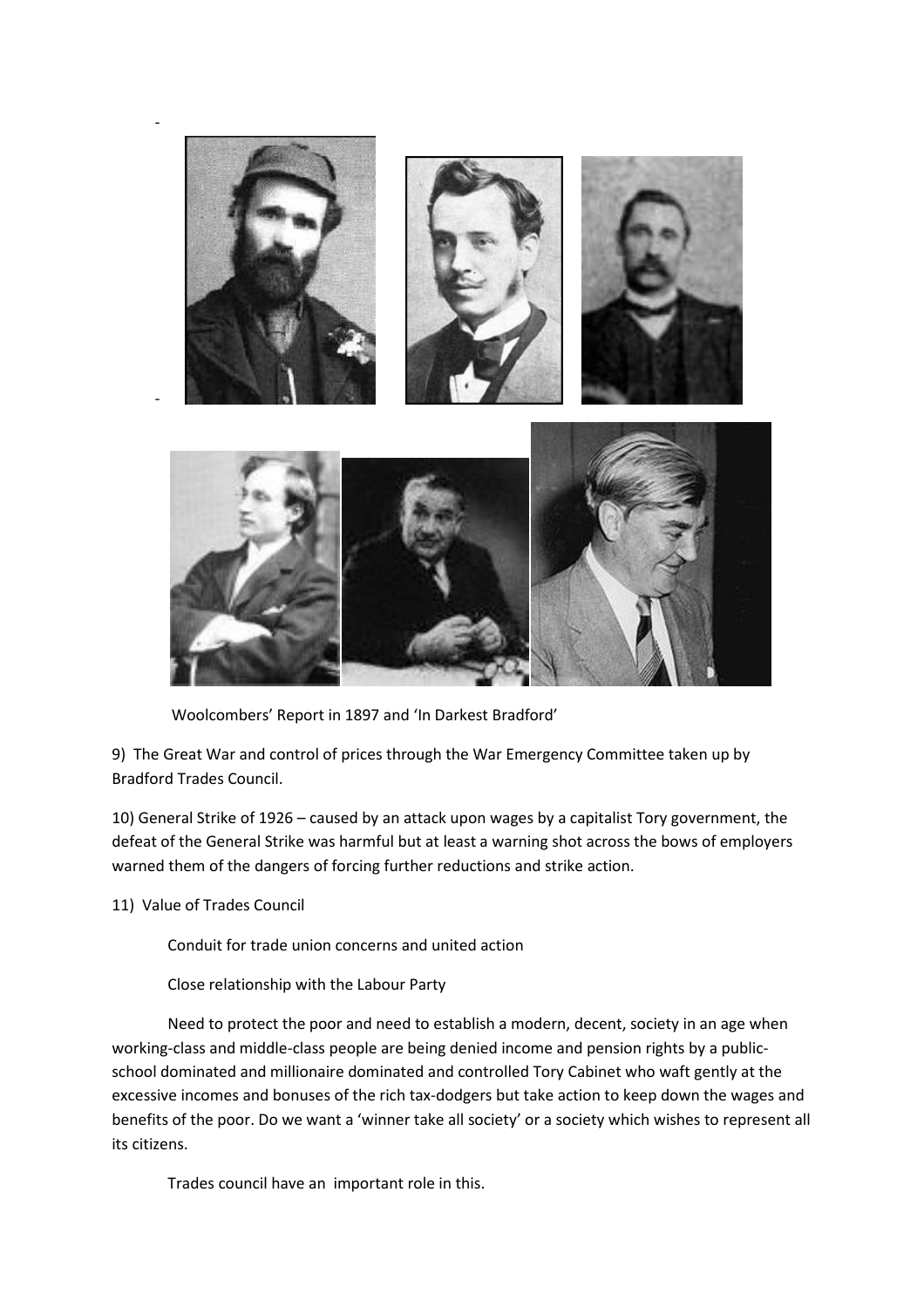-

-

Woolcombers' Report in 1897 and 'In Darkest Bradford'

9) The Great War and control of prices through the War Emergency Committee taken up by Bradford Trades Council.

10) General Strike of 1926 – caused by an attack upon wages by a capitalist Tory government, the defeat of the General Strike was harmful but at least a warning shot across the bows of employers warned them of the dangers of forcing further reductions and strike action.

11) Value of Trades Council

Conduit for trade union concerns and united action

Close relationship with the Labour Party

Need to protect the poor and need to establish a modern, decent, society in an age when working-class and middle-class people are being denied income and pension rights by a public-school dominated and millionaire dominated and controlled Tory Cabinet who waft gently at the excessive incomes and bonuses of the rich tax-dodgers but take action to keep down the wages and benefits of the poor. Do we want a 'winner take all society' or a society which wishes to represent all its citizens.

Trades council have an important role in this.